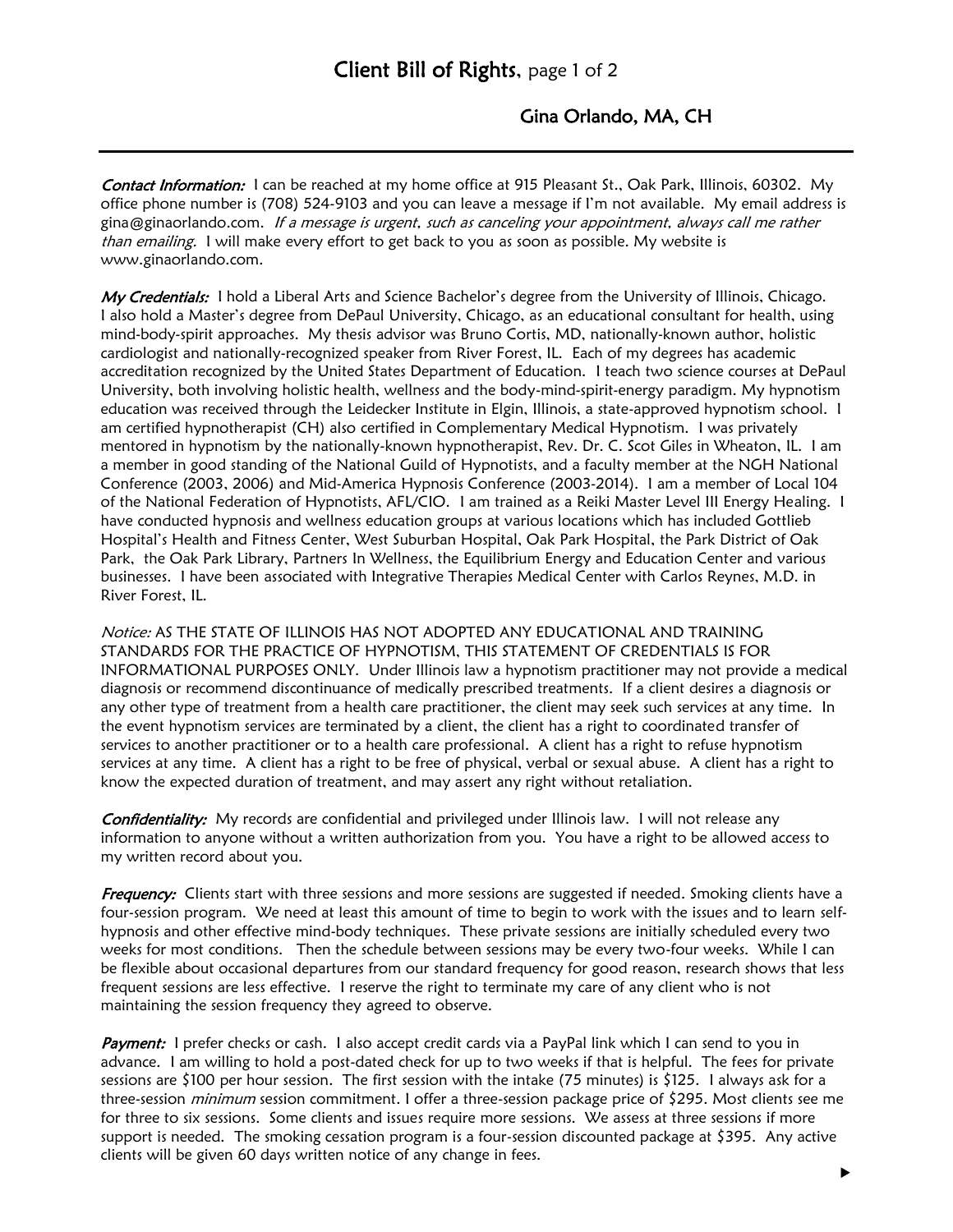# Client Bill of Rights, page 1 of 2

## Gina Orlando, MA, CH

***Contact Information:*** I can be reached at my home office at 915 Pleasant St., Oak Park, Illinois, 60302. My office phone number is (708) 524-9103 and you can leave a message if I'm not available. My email address is gina@ginaorlando.com. *If a message is urgent, such as canceling your appointment, always call me rather than emailing.* I will make every effort to get back to you as soon as possible. My website is www.ginaorlando.com.

***My Credentials:*** I hold a Liberal Arts and Science Bachelor's degree from the University of Illinois, Chicago. I also hold a Master's degree from DePaul University, Chicago, as an educational consultant for health, using mind-body-spirit approaches. My thesis advisor was Bruno Cortis, MD, nationally-known author, holistic cardiologist and nationally-recognized speaker from River Forest, IL. Each of my degrees has academic accreditation recognized by the United States Department of Education. I teach two science courses at DePaul University, both involving holistic health, wellness and the body-mind-spirit-energy paradigm. My hypnotism education was received through the Leidecker Institute in Elgin, Illinois, a state-approved hypnotism school. I am certified hypnotherapist (CH) also certified in Complementary Medical Hypnotism. I was privately mentored in hypnotism by the nationally-known hypnotherapist, Rev. Dr. C. Scot Giles in Wheaton, IL. I am a member in good standing of the National Guild of Hypnotists, and a faculty member at the NGH National Conference (2003, 2006) and Mid-America Hypnosis Conference (2003-2014). I am a member of Local 104 of the National Federation of Hypnotists, AFL/CIO. I am trained as a Reiki Master Level III Energy Healing. I have conducted hypnosis and wellness education groups at various locations which has included Gottlieb Hospital's Health and Fitness Center, West Suburban Hospital, Oak Park Hospital, the Park District of Oak Park, the Oak Park Library, Partners In Wellness, the Equilibrium Energy and Education Center and various businesses. I have been associated with Integrative Therapies Medical Center with Carlos Reynes, M.D. in River Forest, IL.

*Notice:* AS THE STATE OF ILLINOIS HAS NOT ADOPTED ANY EDUCATIONAL AND TRAINING STANDARDS FOR THE PRACTICE OF HYPNOTISM, THIS STATEMENT OF CREDENTIALS IS FOR INFORMATIONAL PURPOSES ONLY. Under Illinois law a hypnotism practitioner may not provide a medical diagnosis or recommend discontinuance of medically prescribed treatments. If a client desires a diagnosis or any other type of treatment from a health care practitioner, the client may seek such services at any time. In the event hypnotism services are terminated by a client, the client has a right to coordinated transfer of services to another practitioner or to a health care professional. A client has a right to refuse hypnotism services at any time. A client has a right to be free of physical, verbal or sexual abuse. A client has a right to know the expected duration of treatment, and may assert any right without retaliation.

***Confidentiality:*** My records are confidential and privileged under Illinois law. I will not release any information to anyone without a written authorization from you. You have a right to be allowed access to my written record about you.

***Frequency:*** Clients start with three sessions and more sessions are suggested if needed. Smoking clients have a four-session program. We need at least this amount of time to begin to work with the issues and to learn self-hypnosis and other effective mind-body techniques. These private sessions are initially scheduled every two weeks for most conditions. Then the schedule between sessions may be every two-four weeks. While I can be flexible about occasional departures from our standard frequency for good reason, research shows that less frequent sessions are less effective. I reserve the right to terminate my care of any client who is not maintaining the session frequency they agreed to observe.

***Payment:*** I prefer checks or cash. I also accept credit cards via a PayPal link which I can send to you in advance. I am willing to hold a post-dated check for up to two weeks if that is helpful. The fees for private sessions are $100 per hour session. The first session with the intake (75 minutes) is $125. I always ask for a three-session *minimum* session commitment. I offer a three-session package price of $295. Most clients see me for three to six sessions. Some clients and issues require more sessions. We assess at three sessions if more support is needed. The smoking cessation program is a four-session discounted package at $395. Any active clients will be given 60 days written notice of any change in fees.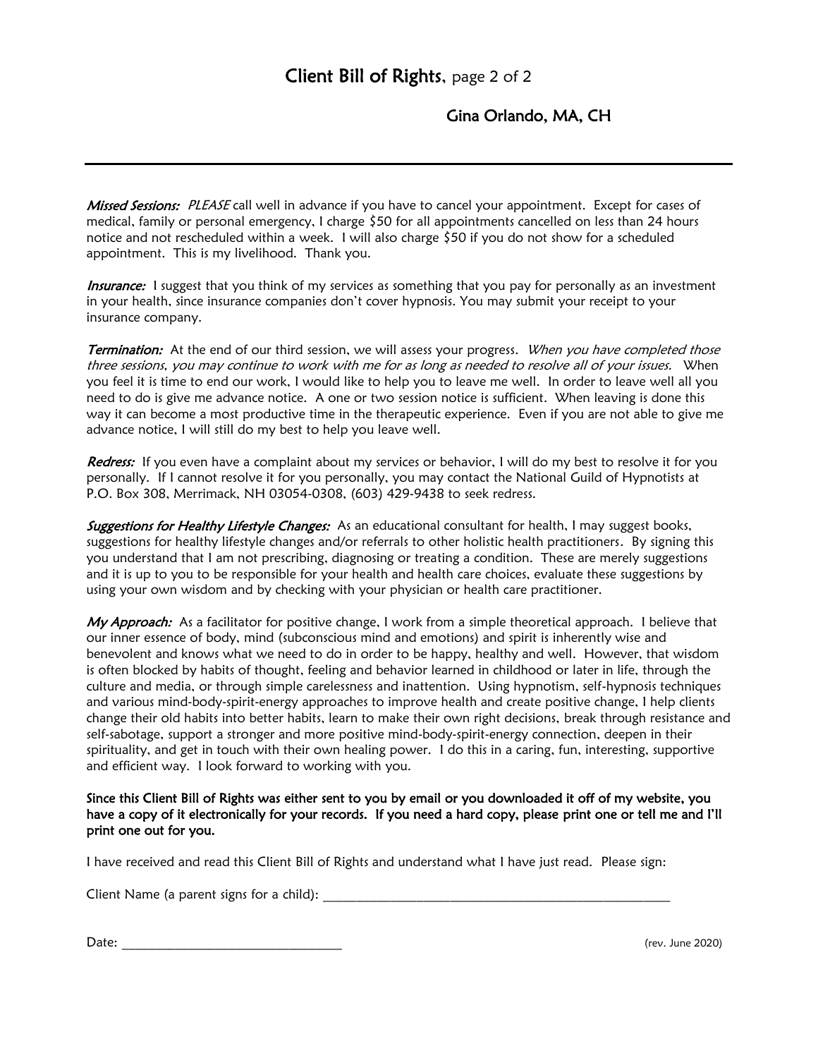# Client Bill of Rights, page 2 of 2

## Gina Orlando, MA, CH

---

***Missed Sessions:*** *PLEASE* call well in advance if you have to cancel your appointment. Except for cases of medical, family or personal emergency, I charge $50 for all appointments cancelled on less than 24 hours notice and not rescheduled within a week. I will also charge $50 if you do not show for a scheduled appointment. This is my livelihood. Thank you.

***Insurance:*** I suggest that you think of my services as something that you pay for personally as an investment in your health, since insurance companies don't cover hypnosis. You may submit your receipt to your insurance company.

***Termination:*** At the end of our third session, we will assess your progress. *When you have completed those three sessions, you may continue to work with me for as long as needed to resolve all of your issues.* When you feel it is time to end our work, I would like to help you to leave me well. In order to leave well all you need to do is give me advance notice. A one or two session notice is sufficient. When leaving is done this way it can become a most productive time in the therapeutic experience. Even if you are not able to give me advance notice, I will still do my best to help you leave well.

***Redress:*** If you even have a complaint about my services or behavior, I will do my best to resolve it for you personally. If I cannot resolve it for you personally, you may contact the National Guild of Hypnotists at P.O. Box 308, Merrimack, NH 03054-0308, (603) 429-9438 to seek redress.

***Suggestions for Healthy Lifestyle Changes:*** As an educational consultant for health, I may suggest books, suggestions for healthy lifestyle changes and/or referrals to other holistic health practitioners. By signing this you understand that I am not prescribing, diagnosing or treating a condition. These are merely suggestions and it is up to you to be responsible for your health and health care choices, evaluate these suggestions by using your own wisdom and by checking with your physician or health care practitioner.

***My Approach:*** As a facilitator for positive change, I work from a simple theoretical approach. I believe that our inner essence of body, mind (subconscious mind and emotions) and spirit is inherently wise and benevolent and knows what we need to do in order to be happy, healthy and well. However, that wisdom is often blocked by habits of thought, feeling and behavior learned in childhood or later in life, through the culture and media, or through simple carelessness and inattention. Using hypnotism, self-hypnosis techniques and various mind-body-spirit-energy approaches to improve health and create positive change, I help clients change their old habits into better habits, learn to make their own right decisions, break through resistance and self-sabotage, support a stronger and more positive mind-body-spirit-energy connection, deepen in their spirituality, and get in touch with their own healing power. I do this in a caring, fun, interesting, supportive and efficient way. I look forward to working with you.

**Since this Client Bill of Rights was either sent to you by email or you downloaded it off of my website, you have a copy of it electronically for your records. If you need a hard copy, please print one or tell me and I'll print one out for you.**

I have received and read this Client Bill of Rights and understand what I have just read. Please sign:

Client Name (a parent signs for a child): ______________________________________________

Date: ______________________________

(rev. June 2020)